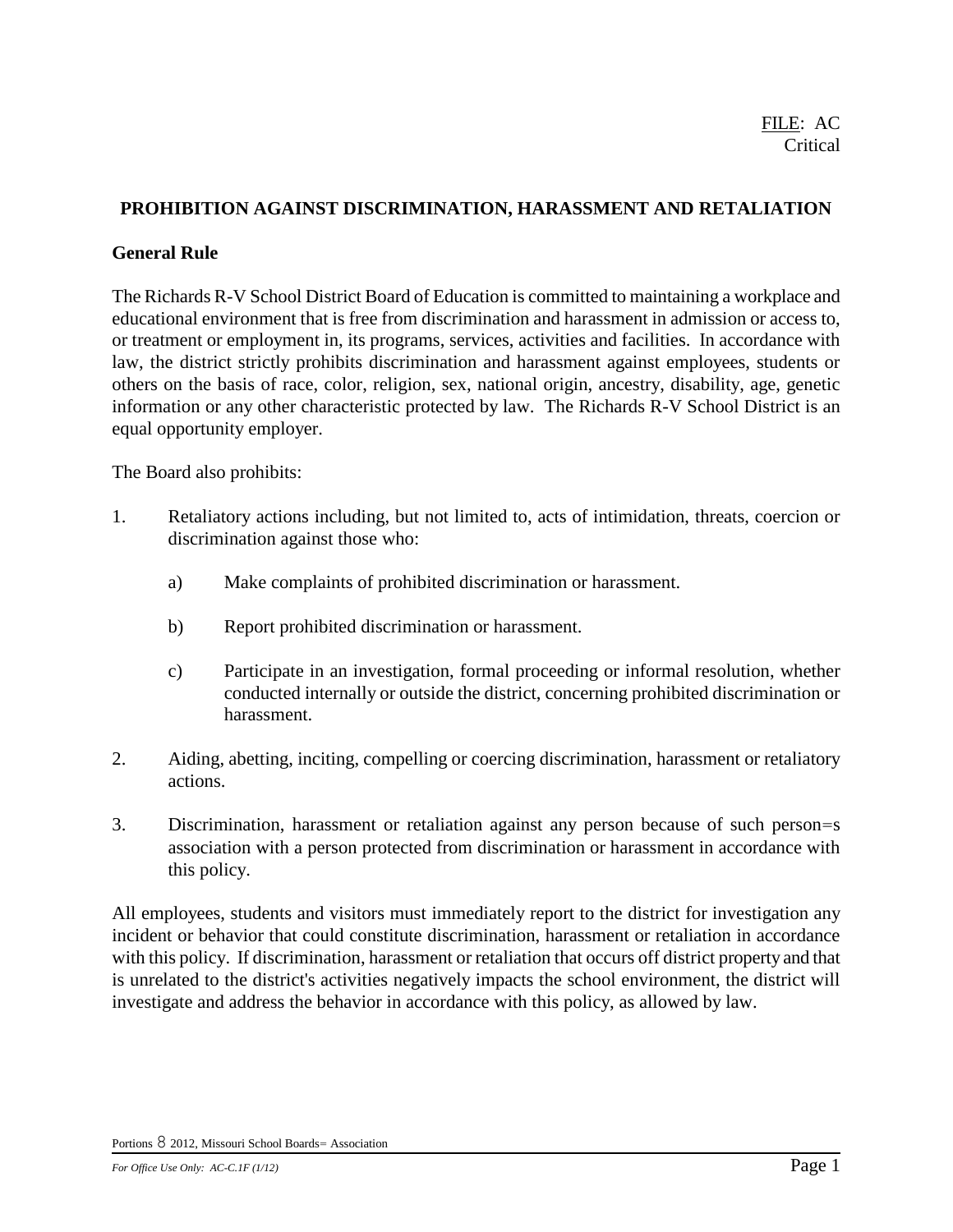FILE: AC
Critical

## PROHIBITION AGAINST DISCRIMINATION, HARASSMENT AND RETALIATION

### General Rule

The Richards R-V School District Board of Education is committed to maintaining a workplace and educational environment that is free from discrimination and harassment in admission or access to, or treatment or employment in, its programs, services, activities and facilities. In accordance with law, the district strictly prohibits discrimination and harassment against employees, students or others on the basis of race, color, religion, sex, national origin, ancestry, disability, age, genetic information or any other characteristic protected by law. The Richards R-V School District is an equal opportunity employer.

The Board also prohibits:

1. Retaliatory actions including, but not limited to, acts of intimidation, threats, coercion or discrimination against those who:

   a) Make complaints of prohibited discrimination or harassment.

   b) Report prohibited discrimination or harassment.

   c) Participate in an investigation, formal proceeding or informal resolution, whether conducted internally or outside the district, concerning prohibited discrimination or harassment.

2. Aiding, abetting, inciting, compelling or coercing discrimination, harassment or retaliatory actions.

3. Discrimination, harassment or retaliation against any person because of such person=s association with a person protected from discrimination or harassment in accordance with this policy.

All employees, students and visitors must immediately report to the district for investigation any incident or behavior that could constitute discrimination, harassment or retaliation in accordance with this policy. If discrimination, harassment or retaliation that occurs off district property and that is unrelated to the district's activities negatively impacts the school environment, the district will investigate and address the behavior in accordance with this policy, as allowed by law.

Portions 8 2012, Missouri School Boards= Association

*For Office Use Only: AC-C.1F (1/12)*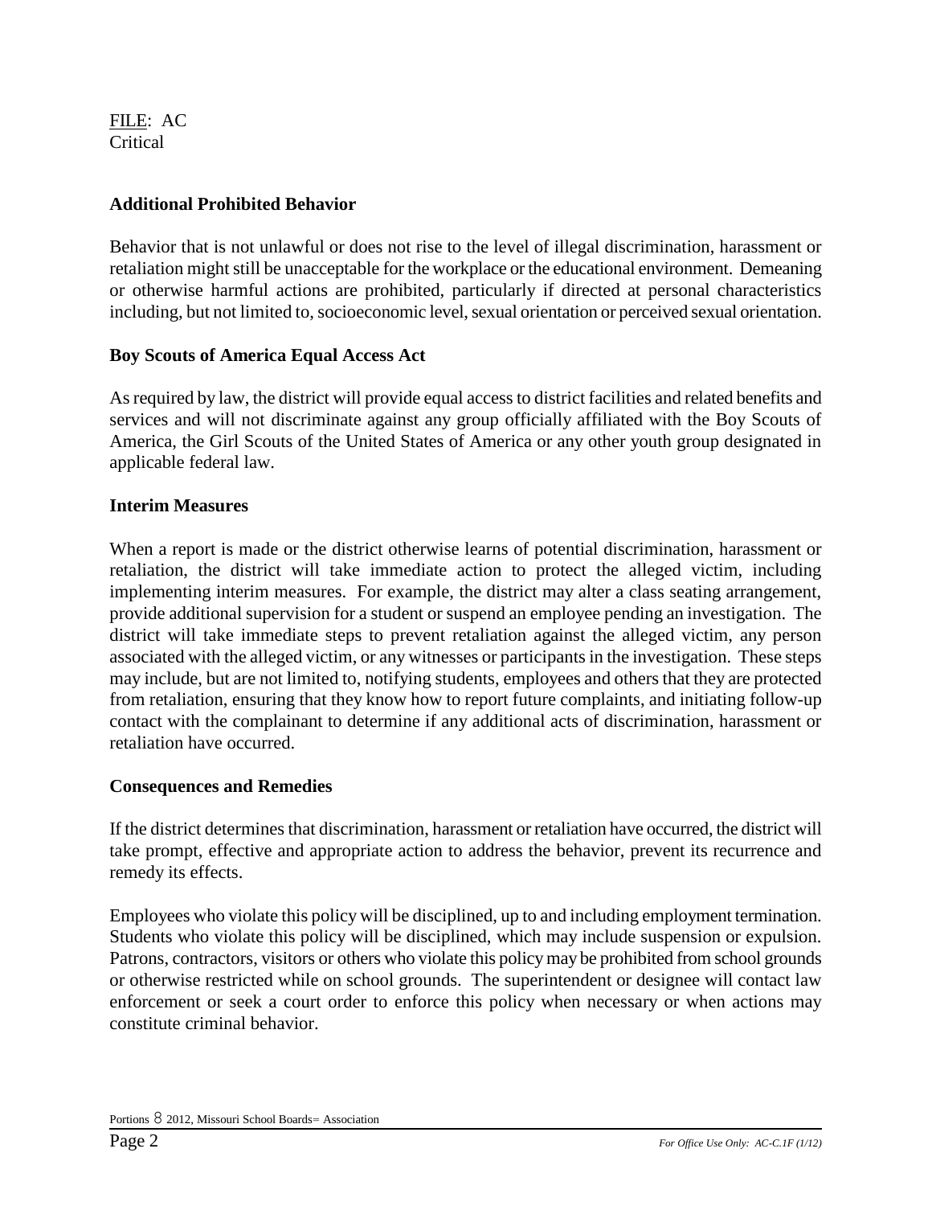FILE: AC
Critical

**Additional Prohibited Behavior**

Behavior that is not unlawful or does not rise to the level of illegal discrimination, harassment or retaliation might still be unacceptable for the workplace or the educational environment. Demeaning or otherwise harmful actions are prohibited, particularly if directed at personal characteristics including, but not limited to, socioeconomic level, sexual orientation or perceived sexual orientation.

**Boy Scouts of America Equal Access Act**

As required by law, the district will provide equal access to district facilities and related benefits and services and will not discriminate against any group officially affiliated with the Boy Scouts of America, the Girl Scouts of the United States of America or any other youth group designated in applicable federal law.

**Interim Measures**

When a report is made or the district otherwise learns of potential discrimination, harassment or retaliation, the district will take immediate action to protect the alleged victim, including implementing interim measures. For example, the district may alter a class seating arrangement, provide additional supervision for a student or suspend an employee pending an investigation. The district will take immediate steps to prevent retaliation against the alleged victim, any person associated with the alleged victim, or any witnesses or participants in the investigation. These steps may include, but are not limited to, notifying students, employees and others that they are protected from retaliation, ensuring that they know how to report future complaints, and initiating follow-up contact with the complainant to determine if any additional acts of discrimination, harassment or retaliation have occurred.

**Consequences and Remedies**

If the district determines that discrimination, harassment or retaliation have occurred, the district will take prompt, effective and appropriate action to address the behavior, prevent its recurrence and remedy its effects.

Employees who violate this policy will be disciplined, up to and including employment termination. Students who violate this policy will be disciplined, which may include suspension or expulsion. Patrons, contractors, visitors or others who violate this policy may be prohibited from school grounds or otherwise restricted while on school grounds. The superintendent or designee will contact law enforcement or seek a court order to enforce this policy when necessary or when actions may constitute criminal behavior.

Portions 8 2012, Missouri School Boards= Association

*For Office Use Only: AC-C.1F (1/12)*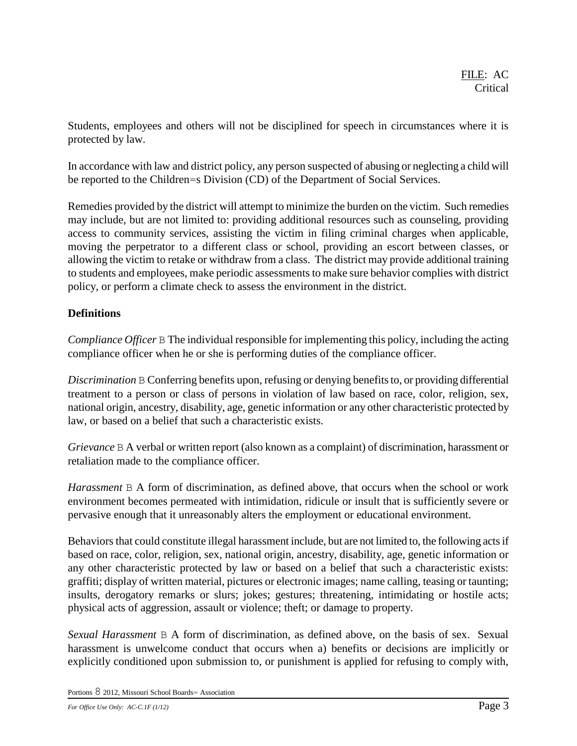Students, employees and others will not be disciplined for speech in circumstances where it is protected by law.

In accordance with law and district policy, any person suspected of abusing or neglecting a child will be reported to the Children=s Division (CD) of the Department of Social Services.

Remedies provided by the district will attempt to minimize the burden on the victim. Such remedies may include, but are not limited to: providing additional resources such as counseling, providing access to community services, assisting the victim in filing criminal charges when applicable, moving the perpetrator to a different class or school, providing an escort between classes, or allowing the victim to retake or withdraw from a class. The district may provide additional training to students and employees, make periodic assessments to make sure behavior complies with district policy, or perform a climate check to assess the environment in the district.

**Definitions**

*Compliance Officer* B The individual responsible for implementing this policy, including the acting compliance officer when he or she is performing duties of the compliance officer.

*Discrimination* B Conferring benefits upon, refusing or denying benefits to, or providing differential treatment to a person or class of persons in violation of law based on race, color, religion, sex, national origin, ancestry, disability, age, genetic information or any other characteristic protected by law, or based on a belief that such a characteristic exists.

*Grievance* B A verbal or written report (also known as a complaint) of discrimination, harassment or retaliation made to the compliance officer.

*Harassment* B A form of discrimination, as defined above, that occurs when the school or work environment becomes permeated with intimidation, ridicule or insult that is sufficiently severe or pervasive enough that it unreasonably alters the employment or educational environment.

Behaviors that could constitute illegal harassment include, but are not limited to, the following acts if based on race, color, religion, sex, national origin, ancestry, disability, age, genetic information or any other characteristic protected by law or based on a belief that such a characteristic exists: graffiti; display of written material, pictures or electronic images; name calling, teasing or taunting; insults, derogatory remarks or slurs; jokes; gestures; threatening, intimidating or hostile acts; physical acts of aggression, assault or violence; theft; or damage to property.

*Sexual Harassment* B A form of discrimination, as defined above, on the basis of sex. Sexual harassment is unwelcome conduct that occurs when a) benefits or decisions are implicitly or explicitly conditioned upon submission to, or punishment is applied for refusing to comply with,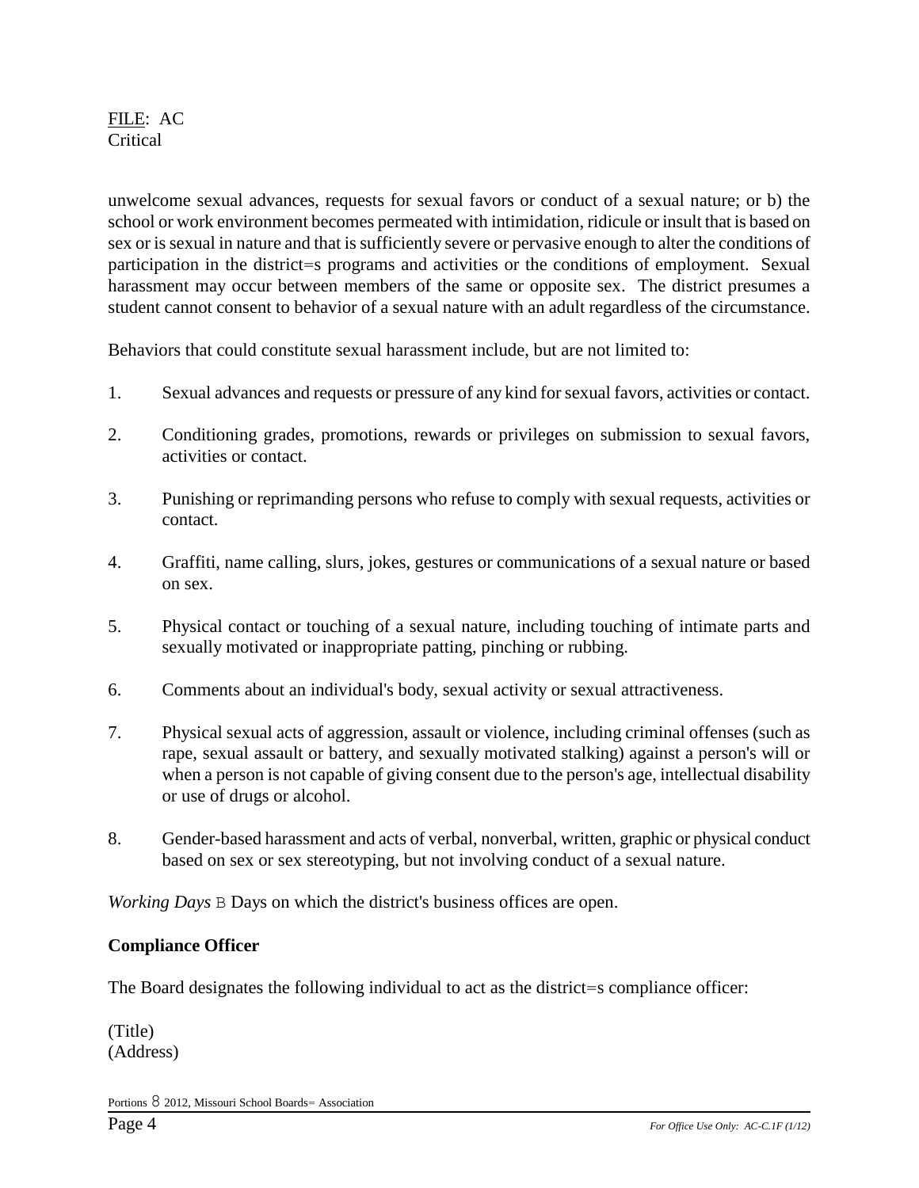unwelcome sexual advances, requests for sexual favors or conduct of a sexual nature; or b) the school or work environment becomes permeated with intimidation, ridicule or insult that is based on sex or is sexual in nature and that is sufficiently severe or pervasive enough to alter the conditions of participation in the district=s programs and activities or the conditions of employment. Sexual harassment may occur between members of the same or opposite sex. The district presumes a student cannot consent to behavior of a sexual nature with an adult regardless of the circumstance.

Behaviors that could constitute sexual harassment include, but are not limited to:

1. Sexual advances and requests or pressure of any kind for sexual favors, activities or contact.

2. Conditioning grades, promotions, rewards or privileges on submission to sexual favors, activities or contact.

3. Punishing or reprimanding persons who refuse to comply with sexual requests, activities or contact.

4. Graffiti, name calling, slurs, jokes, gestures or communications of a sexual nature or based on sex.

5. Physical contact or touching of a sexual nature, including touching of intimate parts and sexually motivated or inappropriate patting, pinching or rubbing.

6. Comments about an individual's body, sexual activity or sexual attractiveness.

7. Physical sexual acts of aggression, assault or violence, including criminal offenses (such as rape, sexual assault or battery, and sexually motivated stalking) against a person's will or when a person is not capable of giving consent due to the person's age, intellectual disability or use of drugs or alcohol.

8. Gender-based harassment and acts of verbal, nonverbal, written, graphic or physical conduct based on sex or sex stereotyping, but not involving conduct of a sexual nature.

*Working Days* B Days on which the district's business offices are open.

**Compliance Officer**

The Board designates the following individual to act as the district=s compliance officer:

(Title)
(Address)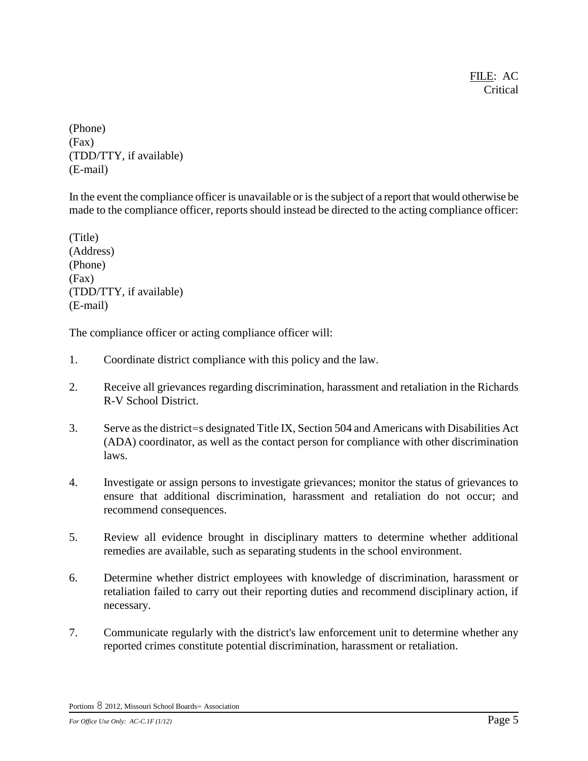(Phone)
(Fax)
(TDD/TTY, if available)
(E-mail)

In the event the compliance officer is unavailable or is the subject of a report that would otherwise be made to the compliance officer, reports should instead be directed to the acting compliance officer:

(Title)
(Address)
(Phone)
(Fax)
(TDD/TTY, if available)
(E-mail)

The compliance officer or acting compliance officer will:

1. Coordinate district compliance with this policy and the law.

2. Receive all grievances regarding discrimination, harassment and retaliation in the Richards R-V School District.

3. Serve as the district=s designated Title IX, Section 504 and Americans with Disabilities Act (ADA) coordinator, as well as the contact person for compliance with other discrimination laws.

4. Investigate or assign persons to investigate grievances; monitor the status of grievances to ensure that additional discrimination, harassment and retaliation do not occur; and recommend consequences.

5. Review all evidence brought in disciplinary matters to determine whether additional remedies are available, such as separating students in the school environment.

6. Determine whether district employees with knowledge of discrimination, harassment or retaliation failed to carry out their reporting duties and recommend disciplinary action, if necessary.

7. Communicate regularly with the district's law enforcement unit to determine whether any reported crimes constitute potential discrimination, harassment or retaliation.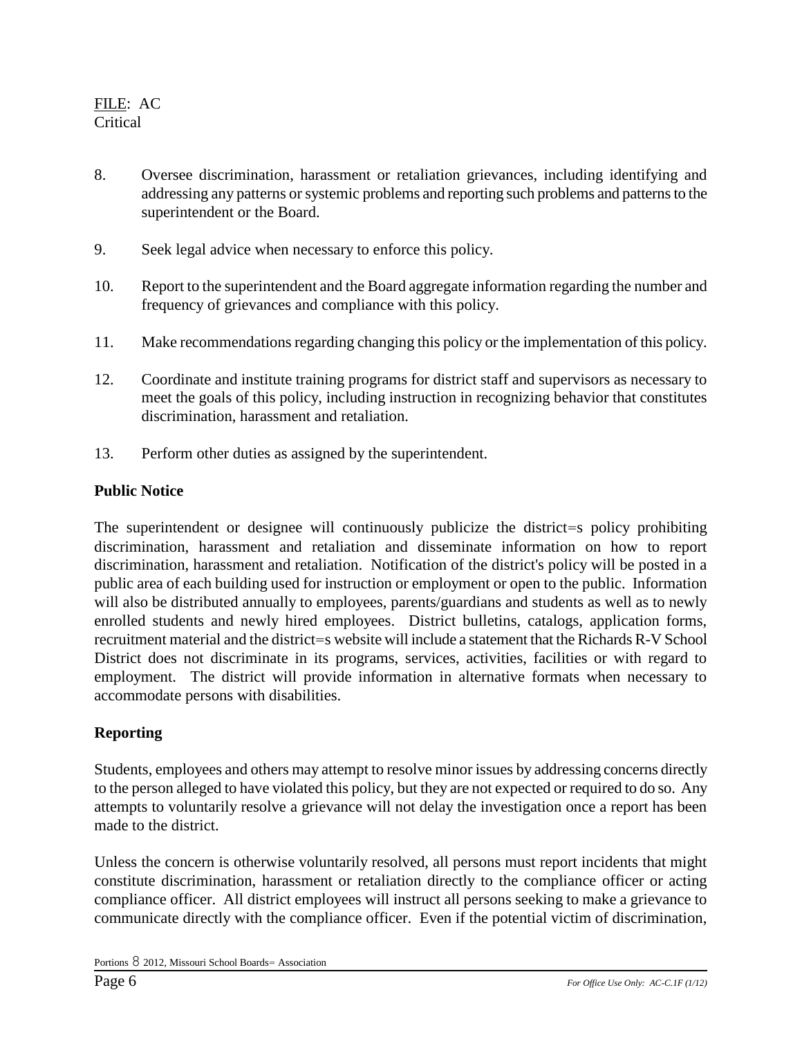8. Oversee discrimination, harassment or retaliation grievances, including identifying and addressing any patterns or systemic problems and reporting such problems and patterns to the superintendent or the Board.

9. Seek legal advice when necessary to enforce this policy.

10. Report to the superintendent and the Board aggregate information regarding the number and frequency of grievances and compliance with this policy.

11. Make recommendations regarding changing this policy or the implementation of this policy.

12. Coordinate and institute training programs for district staff and supervisors as necessary to meet the goals of this policy, including instruction in recognizing behavior that constitutes discrimination, harassment and retaliation.

13. Perform other duties as assigned by the superintendent.

**Public Notice**

The superintendent or designee will continuously publicize the district=s policy prohibiting discrimination, harassment and retaliation and disseminate information on how to report discrimination, harassment and retaliation. Notification of the district's policy will be posted in a public area of each building used for instruction or employment or open to the public. Information will also be distributed annually to employees, parents/guardians and students as well as to newly enrolled students and newly hired employees. District bulletins, catalogs, application forms, recruitment material and the district=s website will include a statement that the Richards R-V School District does not discriminate in its programs, services, activities, facilities or with regard to employment. The district will provide information in alternative formats when necessary to accommodate persons with disabilities.

**Reporting**

Students, employees and others may attempt to resolve minor issues by addressing concerns directly to the person alleged to have violated this policy, but they are not expected or required to do so. Any attempts to voluntarily resolve a grievance will not delay the investigation once a report has been made to the district.

Unless the concern is otherwise voluntarily resolved, all persons must report incidents that might constitute discrimination, harassment or retaliation directly to the compliance officer or acting compliance officer. All district employees will instruct all persons seeking to make a grievance to communicate directly with the compliance officer. Even if the potential victim of discrimination,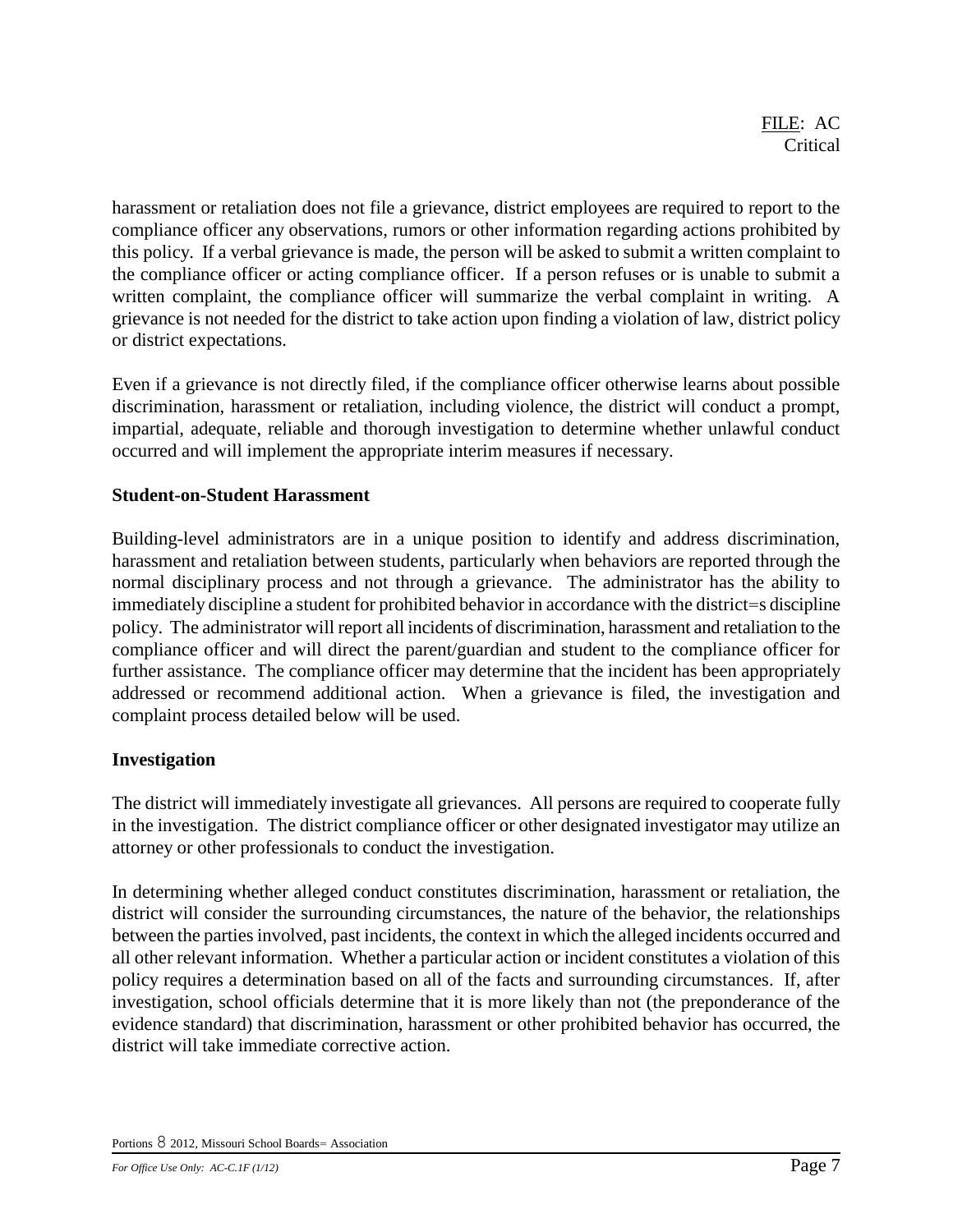harassment or retaliation does not file a grievance, district employees are required to report to the compliance officer any observations, rumors or other information regarding actions prohibited by this policy. If a verbal grievance is made, the person will be asked to submit a written complaint to the compliance officer or acting compliance officer. If a person refuses or is unable to submit a written complaint, the compliance officer will summarize the verbal complaint in writing. A grievance is not needed for the district to take action upon finding a violation of law, district policy or district expectations.

Even if a grievance is not directly filed, if the compliance officer otherwise learns about possible discrimination, harassment or retaliation, including violence, the district will conduct a prompt, impartial, adequate, reliable and thorough investigation to determine whether unlawful conduct occurred and will implement the appropriate interim measures if necessary.

**Student-on-Student Harassment**

Building-level administrators are in a unique position to identify and address discrimination, harassment and retaliation between students, particularly when behaviors are reported through the normal disciplinary process and not through a grievance. The administrator has the ability to immediately discipline a student for prohibited behavior in accordance with the district=s discipline policy. The administrator will report all incidents of discrimination, harassment and retaliation to the compliance officer and will direct the parent/guardian and student to the compliance officer for further assistance. The compliance officer may determine that the incident has been appropriately addressed or recommend additional action. When a grievance is filed, the investigation and complaint process detailed below will be used.

**Investigation**

The district will immediately investigate all grievances. All persons are required to cooperate fully in the investigation. The district compliance officer or other designated investigator may utilize an attorney or other professionals to conduct the investigation.

In determining whether alleged conduct constitutes discrimination, harassment or retaliation, the district will consider the surrounding circumstances, the nature of the behavior, the relationships between the parties involved, past incidents, the context in which the alleged incidents occurred and all other relevant information. Whether a particular action or incident constitutes a violation of this policy requires a determination based on all of the facts and surrounding circumstances. If, after investigation, school officials determine that it is more likely than not (the preponderance of the evidence standard) that discrimination, harassment or other prohibited behavior has occurred, the district will take immediate corrective action.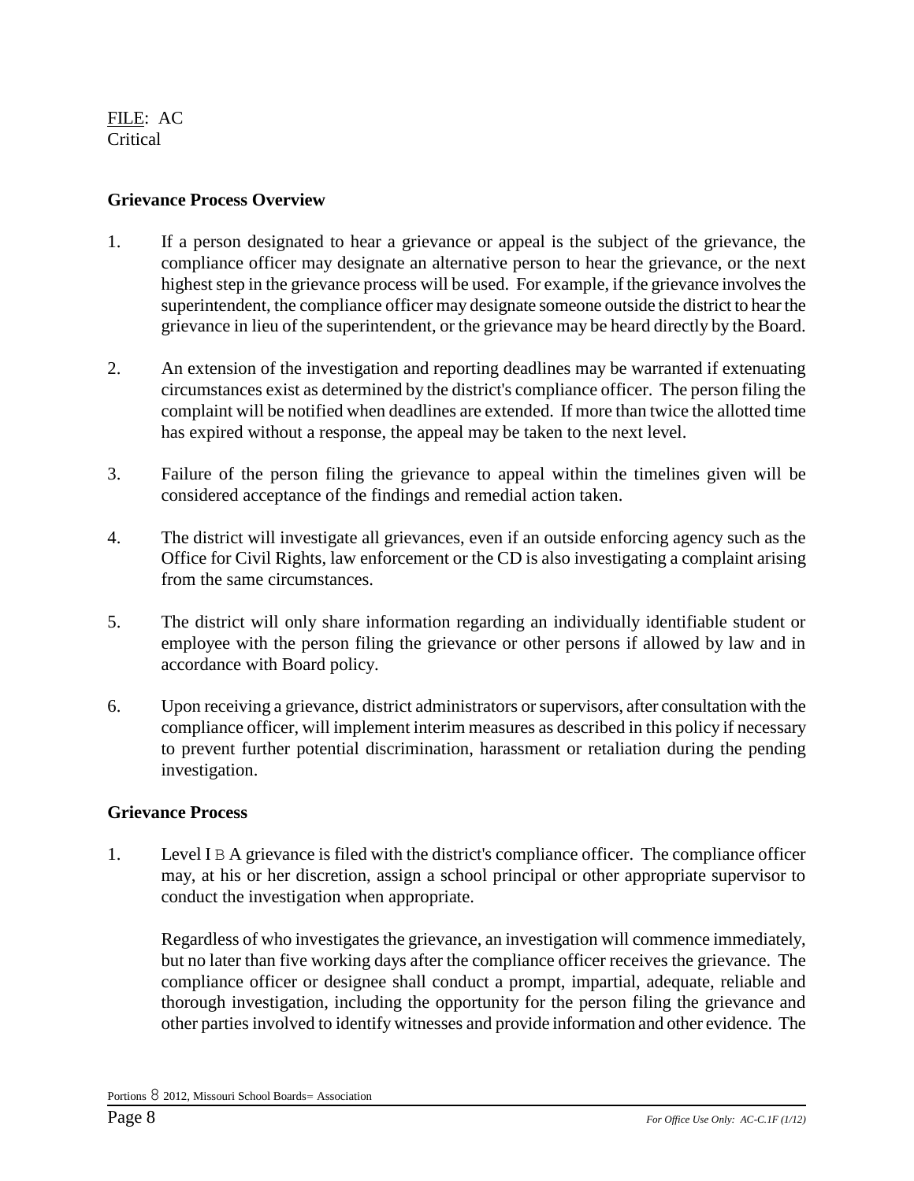FILE: AC
Critical

**Grievance Process Overview**

1. If a person designated to hear a grievance or appeal is the subject of the grievance, the compliance officer may designate an alternative person to hear the grievance, or the next highest step in the grievance process will be used. For example, if the grievance involves the superintendent, the compliance officer may designate someone outside the district to hear the grievance in lieu of the superintendent, or the grievance may be heard directly by the Board.

2. An extension of the investigation and reporting deadlines may be warranted if extenuating circumstances exist as determined by the district's compliance officer. The person filing the complaint will be notified when deadlines are extended. If more than twice the allotted time has expired without a response, the appeal may be taken to the next level.

3. Failure of the person filing the grievance to appeal within the timelines given will be considered acceptance of the findings and remedial action taken.

4. The district will investigate all grievances, even if an outside enforcing agency such as the Office for Civil Rights, law enforcement or the CD is also investigating a complaint arising from the same circumstances.

5. The district will only share information regarding an individually identifiable student or employee with the person filing the grievance or other persons if allowed by law and in accordance with Board policy.

6. Upon receiving a grievance, district administrators or supervisors, after consultation with the compliance officer, will implement interim measures as described in this policy if necessary to prevent further potential discrimination, harassment or retaliation during the pending investigation.

**Grievance Process**

1. Level I B A grievance is filed with the district's compliance officer. The compliance officer may, at his or her discretion, assign a school principal or other appropriate supervisor to conduct the investigation when appropriate.

   Regardless of who investigates the grievance, an investigation will commence immediately, but no later than five working days after the compliance officer receives the grievance. The compliance officer or designee shall conduct a prompt, impartial, adequate, reliable and thorough investigation, including the opportunity for the person filing the grievance and other parties involved to identify witnesses and provide information and other evidence. The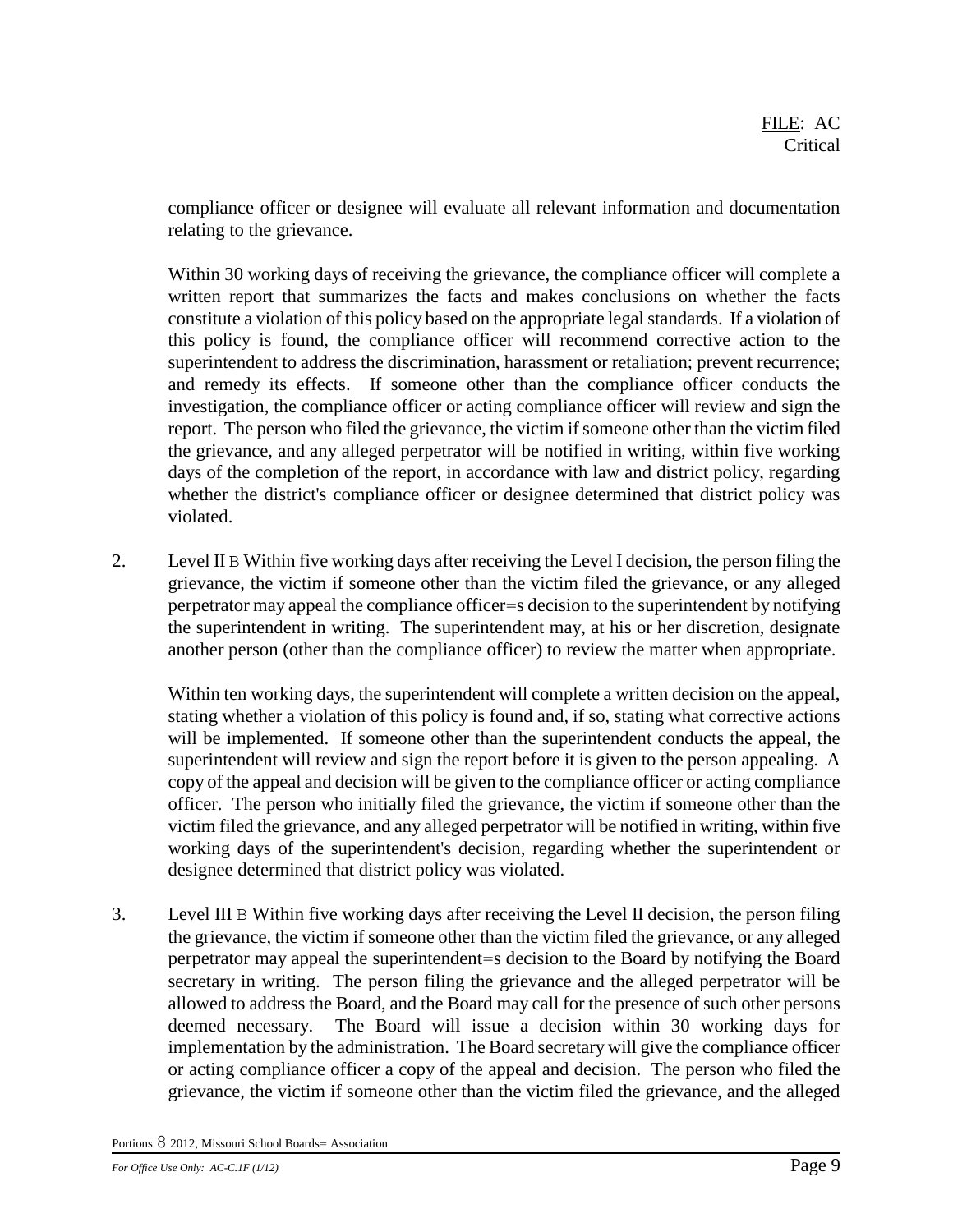compliance officer or designee will evaluate all relevant information and documentation relating to the grievance.

Within 30 working days of receiving the grievance, the compliance officer will complete a written report that summarizes the facts and makes conclusions on whether the facts constitute a violation of this policy based on the appropriate legal standards. If a violation of this policy is found, the compliance officer will recommend corrective action to the superintendent to address the discrimination, harassment or retaliation; prevent recurrence; and remedy its effects. If someone other than the compliance officer conducts the investigation, the compliance officer or acting compliance officer will review and sign the report. The person who filed the grievance, the victim if someone other than the victim filed the grievance, and any alleged perpetrator will be notified in writing, within five working days of the completion of the report, in accordance with law and district policy, regarding whether the district's compliance officer or designee determined that district policy was violated.

2. Level II B Within five working days after receiving the Level I decision, the person filing the grievance, the victim if someone other than the victim filed the grievance, or any alleged perpetrator may appeal the compliance officer=s decision to the superintendent by notifying the superintendent in writing. The superintendent may, at his or her discretion, designate another person (other than the compliance officer) to review the matter when appropriate.

   Within ten working days, the superintendent will complete a written decision on the appeal, stating whether a violation of this policy is found and, if so, stating what corrective actions will be implemented. If someone other than the superintendent conducts the appeal, the superintendent will review and sign the report before it is given to the person appealing. A copy of the appeal and decision will be given to the compliance officer or acting compliance officer. The person who initially filed the grievance, the victim if someone other than the victim filed the grievance, and any alleged perpetrator will be notified in writing, within five working days of the superintendent's decision, regarding whether the superintendent or designee determined that district policy was violated.

3. Level III B Within five working days after receiving the Level II decision, the person filing the grievance, the victim if someone other than the victim filed the grievance, or any alleged perpetrator may appeal the superintendent=s decision to the Board by notifying the Board secretary in writing. The person filing the grievance and the alleged perpetrator will be allowed to address the Board, and the Board may call for the presence of such other persons deemed necessary. The Board will issue a decision within 30 working days for implementation by the administration. The Board secretary will give the compliance officer or acting compliance officer a copy of the appeal and decision. The person who filed the grievance, the victim if someone other than the victim filed the grievance, and the alleged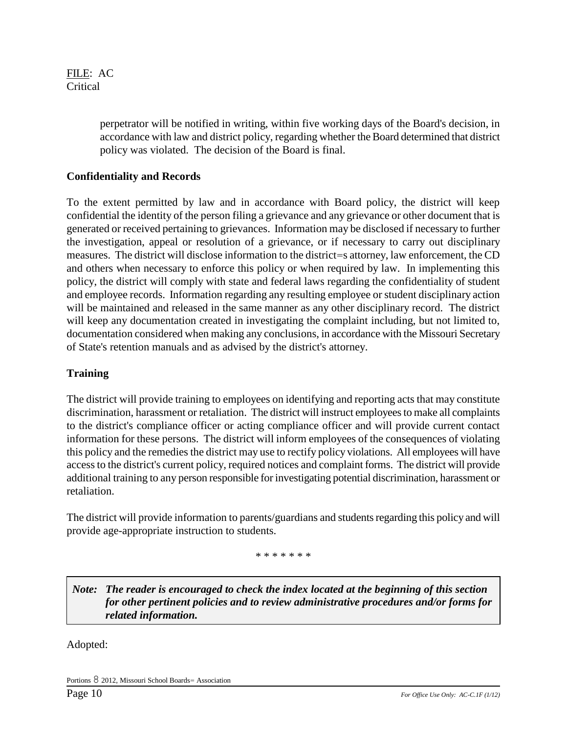perpetrator will be notified in writing, within five working days of the Board's decision, in accordance with law and district policy, regarding whether the Board determined that district policy was violated. The decision of the Board is final.

**Confidentiality and Records**

To the extent permitted by law and in accordance with Board policy, the district will keep confidential the identity of the person filing a grievance and any grievance or other document that is generated or received pertaining to grievances. Information may be disclosed if necessary to further the investigation, appeal or resolution of a grievance, or if necessary to carry out disciplinary measures. The district will disclose information to the district=s attorney, law enforcement, the CD and others when necessary to enforce this policy or when required by law. In implementing this policy, the district will comply with state and federal laws regarding the confidentiality of student and employee records. Information regarding any resulting employee or student disciplinary action will be maintained and released in the same manner as any other disciplinary record. The district will keep any documentation created in investigating the complaint including, but not limited to, documentation considered when making any conclusions, in accordance with the Missouri Secretary of State's retention manuals and as advised by the district's attorney.

**Training**

The district will provide training to employees on identifying and reporting acts that may constitute discrimination, harassment or retaliation. The district will instruct employees to make all complaints to the district's compliance officer or acting compliance officer and will provide current contact information for these persons. The district will inform employees of the consequences of violating this policy and the remedies the district may use to rectify policy violations. All employees will have access to the district's current policy, required notices and complaint forms. The district will provide additional training to any person responsible for investigating potential discrimination, harassment or retaliation.

The district will provide information to parents/guardians and students regarding this policy and will provide age-appropriate instruction to students.

\* \* \* \* \* \* \*

> ***Note: The reader is encouraged to check the index located at the beginning of this section for other pertinent policies and to review administrative procedures and/or forms for related information.***

Adopted:

Portions 8 2012, Missouri School Boards= Association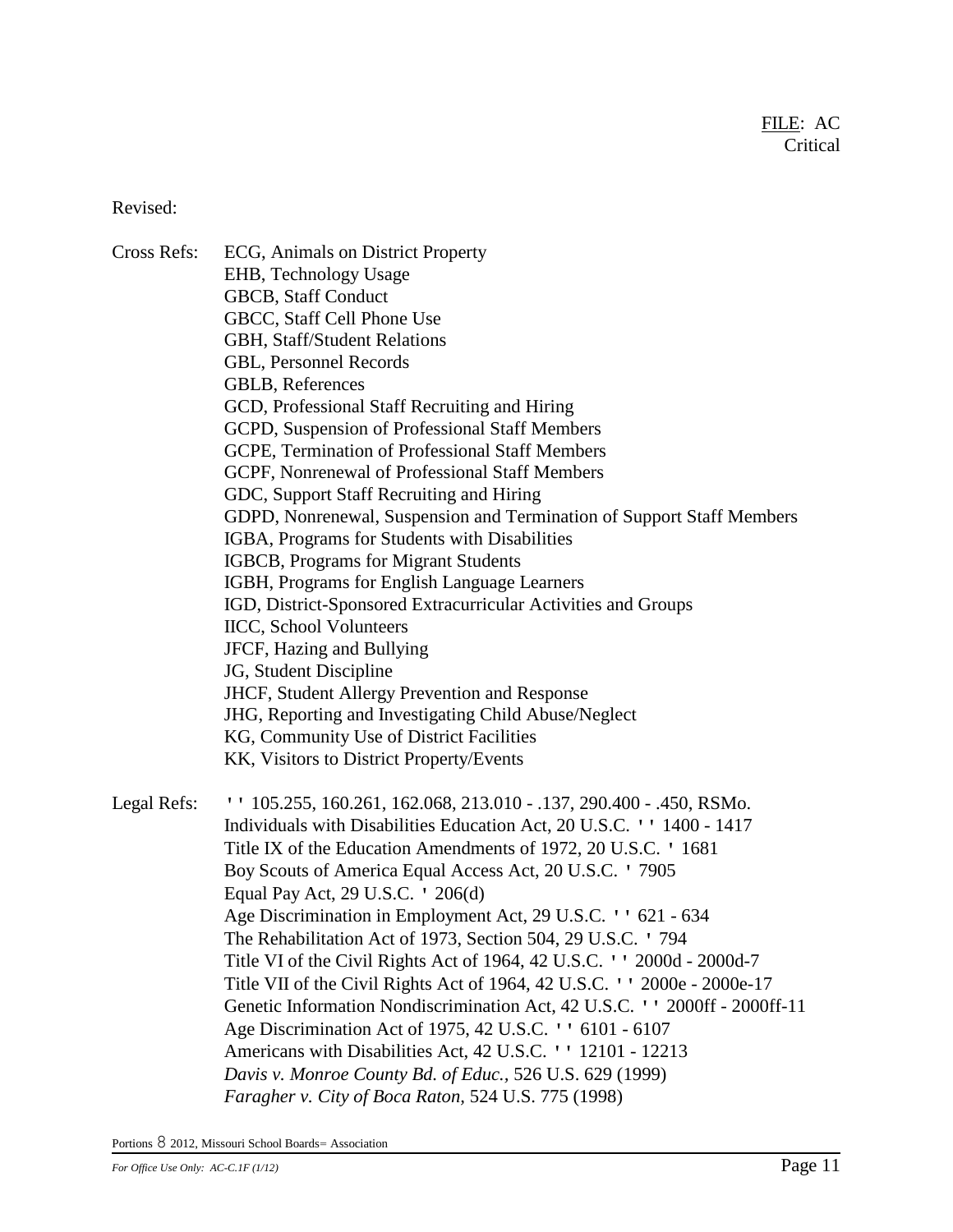FILE: AC
Critical

Revised:

Cross Refs:
ECG, Animals on District Property
EHB, Technology Usage
GBCB, Staff Conduct
GBCC, Staff Cell Phone Use
GBH, Staff/Student Relations
GBL, Personnel Records
GBLB, References
GCD, Professional Staff Recruiting and Hiring
GCPD, Suspension of Professional Staff Members
GCPE, Termination of Professional Staff Members
GCPF, Nonrenewal of Professional Staff Members
GDC, Support Staff Recruiting and Hiring
GDPD, Nonrenewal, Suspension and Termination of Support Staff Members
IGBA, Programs for Students with Disabilities
IGBCB, Programs for Migrant Students
IGBH, Programs for English Language Learners
IGD, District-Sponsored Extracurricular Activities and Groups
IICC, School Volunteers
JFCF, Hazing and Bullying
JG, Student Discipline
JHCF, Student Allergy Prevention and Response
JHG, Reporting and Investigating Child Abuse/Neglect
KG, Community Use of District Facilities
KK, Visitors to District Property/Events

Legal Refs:
'' 105.255, 160.261, 162.068, 213.010 - .137, 290.400 - .450, RSMo.
Individuals with Disabilities Education Act, 20 U.S.C. '' 1400 - 1417
Title IX of the Education Amendments of 1972, 20 U.S.C. ' 1681
Boy Scouts of America Equal Access Act, 20 U.S.C. ' 7905
Equal Pay Act, 29 U.S.C. ' 206(d)
Age Discrimination in Employment Act, 29 U.S.C. '' 621 - 634
The Rehabilitation Act of 1973, Section 504, 29 U.S.C. ' 794
Title VI of the Civil Rights Act of 1964, 42 U.S.C. '' 2000d - 2000d-7
Title VII of the Civil Rights Act of 1964, 42 U.S.C. '' 2000e - 2000e-17
Genetic Information Nondiscrimination Act, 42 U.S.C. '' 2000ff - 2000ff-11
Age Discrimination Act of 1975, 42 U.S.C. '' 6101 - 6107
Americans with Disabilities Act, 42 U.S.C. '' 12101 - 12213
*Davis v. Monroe County Bd. of Educ.*, 526 U.S. 629 (1999)
*Faragher v. City of Boca Raton*, 524 U.S. 775 (1998)

Portions 8 2012, Missouri School Boards= Association

*For Office Use Only: AC-C.1F (1/12)*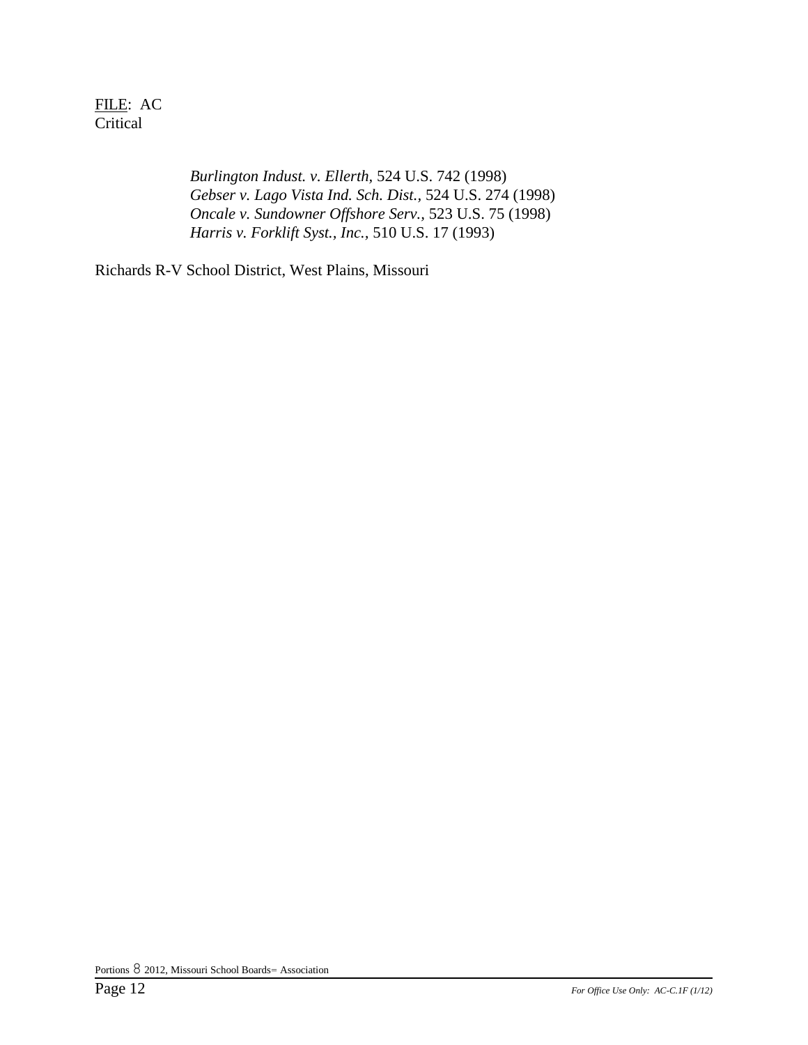FILE: AC
Critical

*Burlington Indust. v. Ellerth,* 524 U.S. 742 (1998)
*Gebser v. Lago Vista Ind. Sch. Dist.,* 524 U.S. 274 (1998)
*Oncale v. Sundowner Offshore Serv.,* 523 U.S. 75 (1998)
*Harris v. Forklift Syst., Inc.,* 510 U.S. 17 (1993)

Richards R-V School District, West Plains, Missouri